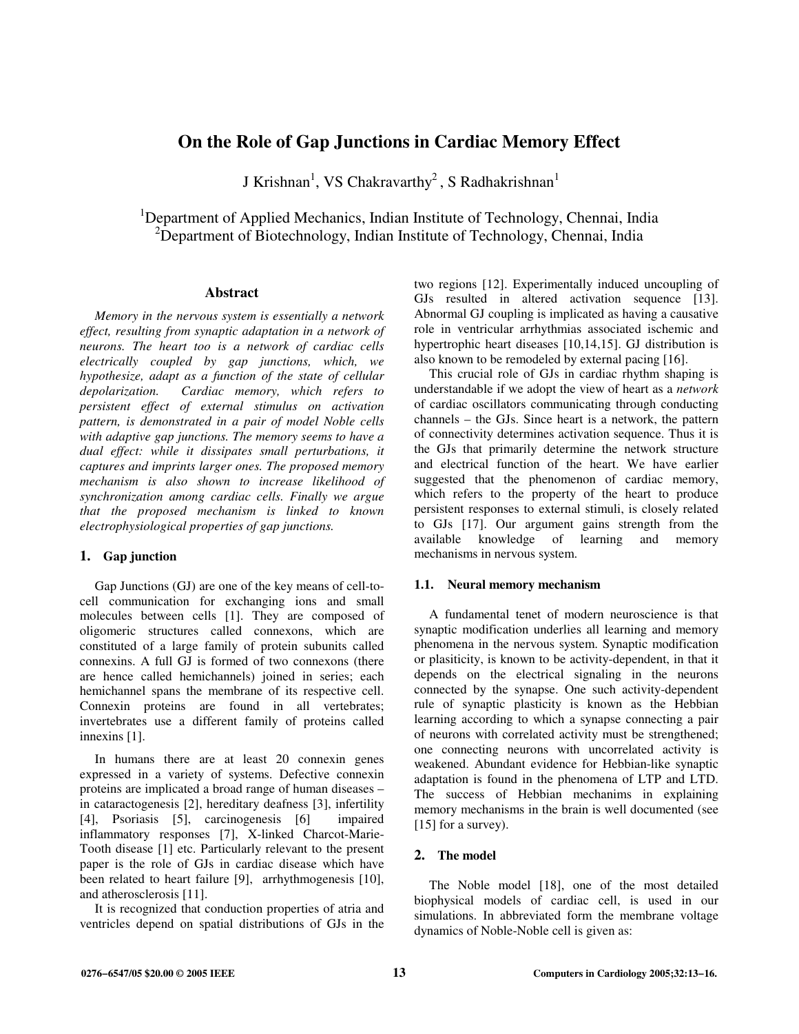# On the Role of Gap Junctions in Cardiac Memory Effect

J Krishnan[1], VS Chakravarthy[2], S Radhakrishnan[1]

[1]Department of Applied Mechanics, Indian Institute of Technology, Chennai, India
[2]Department of Biotechnology, Indian Institute of Technology, Chennai, India

## Abstract

*Memory in the nervous system is essentially a network effect, resulting from synaptic adaptation in a network of neurons. The heart too is a network of cardiac cells electrically coupled by gap junctions, which, we hypothesize, adapt as a function of the state of cellular depolarization. Cardiac memory, which refers to persistent effect of external stimulus on activation pattern, is demonstrated in a pair of model Noble cells with adaptive gap junctions. The memory seems to have a dual effect: while it dissipates small perturbations, it captures and imprints larger ones. The proposed memory mechanism is also shown to increase likelihood of synchronization among cardiac cells. Finally we argue that the proposed mechanism is linked to known electrophysiological properties of gap junctions.*

## 1. Gap junction

Gap Junctions (GJ) are one of the key means of cell-to-cell communication for exchanging ions and small molecules between cells [1]. They are composed of oligomeric structures called connexons, which are constituted of a large family of protein subunits called connexins. A full GJ is formed of two connexons (there are hence called hemichannels) joined in series; each hemichannel spans the membrane of its respective cell. Connexin proteins are found in all vertebrates; invertebrates use a different family of proteins called innexins [1].

In humans there are at least 20 connexin genes expressed in a variety of systems. Defective connexin proteins are implicated a broad range of human diseases – in cataractogenesis [2], hereditary deafness [3], infertility [4], Psoriasis [5], carcinogenesis [6] impaired inflammatory responses [7], X-linked Charcot-Marie-Tooth disease [1] etc. Particularly relevant to the present paper is the role of GJs in cardiac disease which have been related to heart failure [9], arrhythmogenesis [10], and atherosclerosis [11].

It is recognized that conduction properties of atria and ventricles depend on spatial distributions of GJs in the two regions [12]. Experimentally induced uncoupling of GJs resulted in altered activation sequence [13]. Abnormal GJ coupling is implicated as having a causative role in ventricular arrhythmias associated ischemic and hypertrophic heart diseases [10,14,15]. GJ distribution is also known to be remodeled by external pacing [16].

This crucial role of GJs in cardiac rhythm shaping is understandable if we adopt the view of heart as a *network* of cardiac oscillators communicating through conducting channels – the GJs. Since heart is a network, the pattern of connectivity determines activation sequence. Thus it is the GJs that primarily determine the network structure and electrical function of the heart. We have earlier suggested that the phenomenon of cardiac memory, which refers to the property of the heart to produce persistent responses to external stimuli, is closely related to GJs [17]. Our argument gains strength from the available knowledge of learning and memory mechanisms in nervous system.

### 1.1. Neural memory mechanism

A fundamental tenet of modern neuroscience is that synaptic modification underlies all learning and memory phenomena in the nervous system. Synaptic modification or plasticity, is known to be activity-dependent, in that it depends on the electrical signaling in the neurons connected by the synapse. One such activity-dependent rule of synaptic plasticity is known as the Hebbian learning according to which a synapse connecting a pair of neurons with correlated activity must be strengthened; one connecting neurons with uncorrelated activity is weakened. Abundant evidence for Hebbian-like synaptic adaptation is found in the phenomena of LTP and LTD. The success of Hebbian mechanims in explaining memory mechanisms in the brain is well documented (see [15] for a survey).

## 2. The model

The Noble model [18], one of the most detailed biophysical models of cardiac cell, is used in our simulations. In abbreviated form the membrane voltage dynamics of Noble-Noble cell is given as: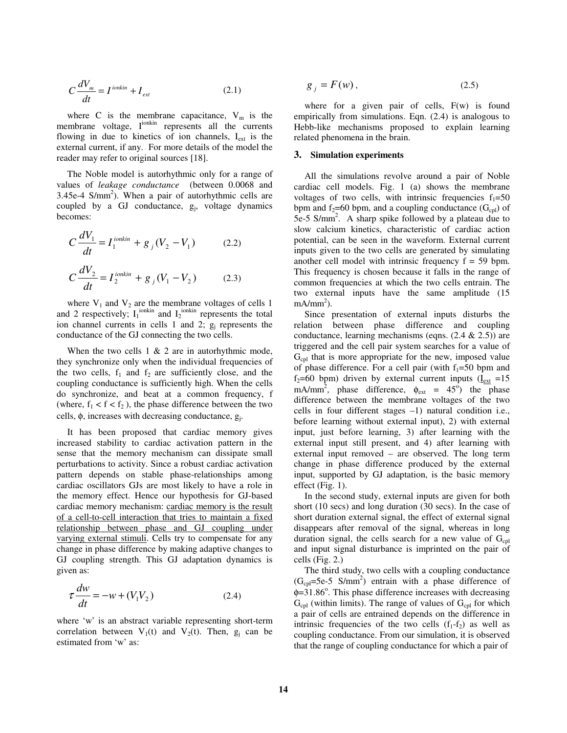$$C\frac{dV_m}{dt} = I^{ionkin} + I_{ext} \tag{2.1}$$

where C is the membrane capacitance, $V_m$ is the membrane voltage, $I^{ionkin}$ represents all the currents flowing in due to kinetics of ion channels, $I_{ext}$ is the external current, if any. For more details of the model the reader may refer to original sources [18].

The Noble model is autorhythmic only for a range of values of *leakage conductance* (between 0.0068 and 3.45e-4 S/mm$^2$). When a pair of autorhythmic cells are coupled by a GJ conductance, $g_j$, voltage dynamics becomes:

$$C\frac{dV_1}{dt} = I_1^{ionkin} + g_j(V_2 - V_1) \tag{2.2}$$

$$C\frac{dV_2}{dt} = I_2^{ionkin} + g_j(V_1 - V_2) \tag{2.3}$$

where $V_1$ and $V_2$ are the membrane voltages of cells 1 and 2 respectively; $I_1^{ionkin}$ and $I_2^{ionkin}$ represents the total ion channel currents in cells 1 and 2; $g_j$ represents the conductance of the GJ connecting the two cells.

When the two cells 1 & 2 are in autorhythmic mode, they synchronize only when the individual frequencies of the two cells, $f_1$ and $f_2$ are sufficiently close, and the coupling conductance is sufficiently high. When the cells do synchronize, and beat at a common frequency, f (where, $f_1 < f < f_2$ ), the phase difference between the two cells, $\phi$, increases with decreasing conductance, $g_j$.

It has been proposed that cardiac memory gives increased stability to cardiac activation pattern in the sense that the memory mechanism can dissipate small perturbations to activity. Since a robust cardiac activation pattern depends on stable phase-relationships among cardiac oscillators GJs are most likely to have a role in the memory effect. Hence our hypothesis for GJ-based cardiac memory mechanism: cardiac memory is the result of a cell-to-cell interaction that tries to maintain a fixed relationship between phase and GJ coupling under varying external stimuli. Cells try to compensate for any change in phase difference by making adaptive changes to GJ coupling strength. This GJ adaptation dynamics is given as:

$$\tau\frac{dw}{dt} = -w + (V_1V_2) \tag{2.4}$$

where 'w' is an abstract variable representing short-term correlation between $V_1(t)$ and $V_2(t)$. Then, $g_j$ can be estimated from 'w' as:

$$g_j = F(w), \tag{2.5}$$

where for a given pair of cells, F(w) is found empirically from simulations. Eqn. (2.4) is analogous to Hebb-like mechanisms proposed to explain learning related phenomena in the brain.

## 3. Simulation experiments

All the simulations revolve around a pair of Noble cardiac cell models. Fig. 1 (a) shows the membrane voltages of two cells, with intrinsic frequencies $f_1$=50 bpm and $f_2$=60 bpm, and a coupling conductance ($G_{cpl}$) of 5e-5 S/mm$^2$. A sharp spike followed by a plateau due to slow calcium kinetics, characteristic of cardiac action potential, can be seen in the waveform. External current inputs given to the two cells are generated by simulating another cell model with intrinsic frequency f = 59 bpm. This frequency is chosen because it falls in the range of common frequencies at which the two cells entrain. The two external inputs have the same amplitude (15 mA/mm$^2$).

Since presentation of external inputs disturbs the relation between phase difference and coupling conductance, learning mechanisms (eqns. (2.4 & 2.5)) are triggered and the cell pair system searches for a value of $G_{cpl}$ that is more appropriate for the new, imposed value of phase difference. For a cell pair (with $f_1$=50 bpm and $f_2$=60 bpm) driven by external current inputs ($\underline{I}_{ext}$ =15 mA/mm$^2$, phase difference, $\phi_{ext}$ = 45$^o$) the phase difference between the membrane voltages of the two cells in four different stages –1) natural condition i.e., before learning without external input), 2) with external input, just before learning, 3) after learning with the external input still present, and 4) after learning with external input removed – are observed. The long term change in phase difference produced by the external input, supported by GJ adaptation, is the basic memory effect (Fig. 1).

In the second study, external inputs are given for both short (10 secs) and long duration (30 secs). In the case of short duration external signal, the effect of external signal disappears after removal of the signal, whereas in long duration signal, the cells search for a new value of $G_{cpl}$ and input signal disturbance is imprinted on the pair of cells (Fig. 2.)

The third study, two cells with a coupling conductance ($G_{cpl}$=5e-5 S/mm$^2$) entrain with a phase difference of $\phi$=31.86$^o$. This phase difference increases with decreasing $G_{cpl}$ (within limits). The range of values of $G_{cpl}$ for which a pair of cells are entrained depends on the difference in intrinsic frequencies of the two cells ($f_1$-$f_2$) as well as coupling conductance. From our simulation, it is observed that the range of coupling conductance for which a pair of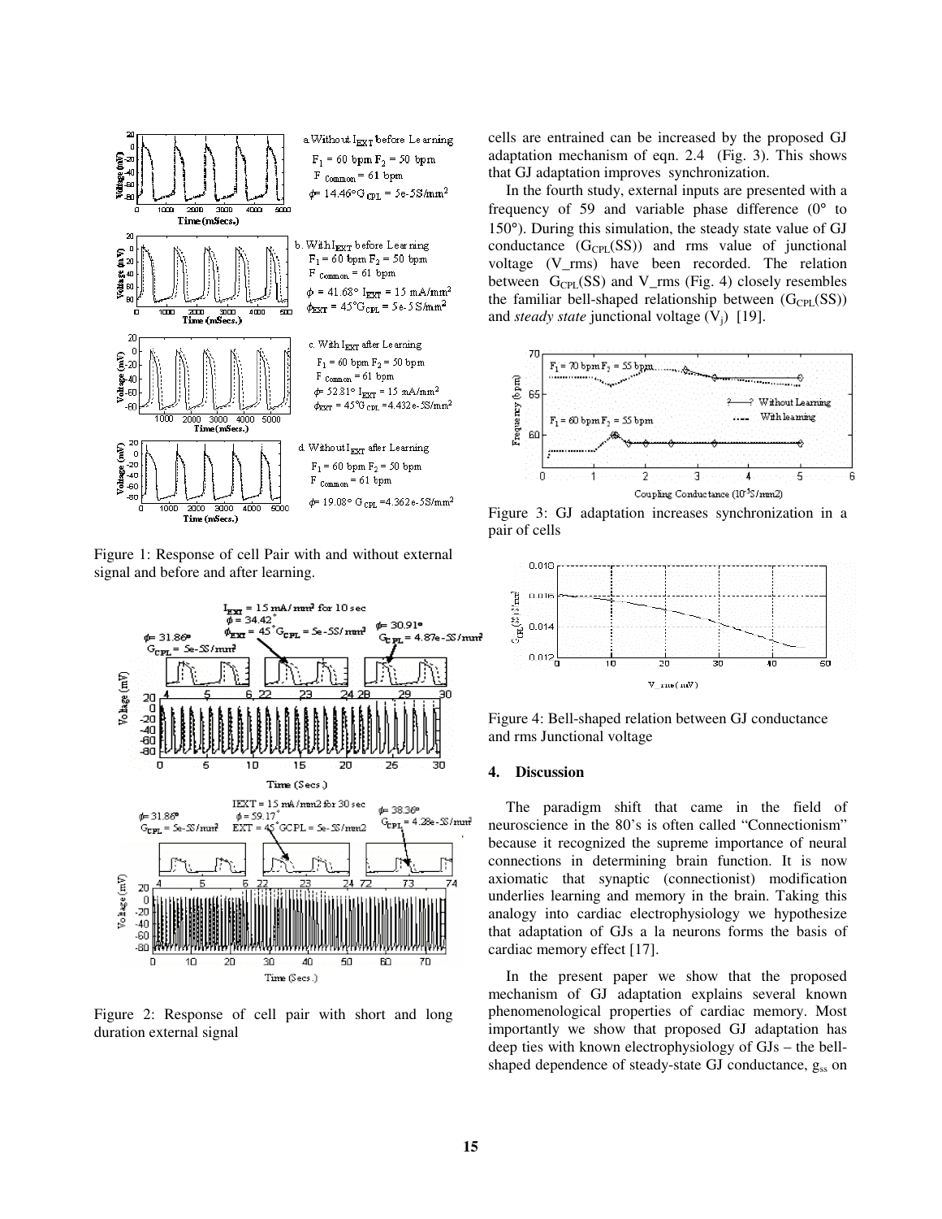Figure 1: Response of cell Pair with and without external signal and before and after learning.

Figure 2: Response of cell pair with short and long duration external signal

cells are entrained can be increased by the proposed GJ adaptation mechanism of eqn. 2.4 (Fig. 3). This shows that GJ adaptation improves synchronization.

In the fourth study, external inputs are presented with a frequency of 59 and variable phase difference (0° to 150°). During this simulation, the steady state value of GJ conductance ($G_{CPL}(SS)$) and rms value of junctional voltage (V_rms) have been recorded. The relation between $G_{CPL}(SS)$ and V_rms (Fig. 4) closely resembles the familiar bell-shaped relationship between ($G_{CPL}(SS)$) and *steady state* junctional voltage ($V_j$) [19].

Figure 3: GJ adaptation increases synchronization in a pair of cells

Figure 4: Bell-shaped relation between GJ conductance and rms Junctional voltage

## 4. Discussion

The paradigm shift that came in the field of neuroscience in the 80's is often called "Connectionism" because it recognized the supreme importance of neural connections in determining brain function. It is now axiomatic that synaptic (connectionist) modification underlies learning and memory in the brain. Taking this analogy into cardiac electrophysiology we hypothesize that adaptation of GJs a la neurons forms the basis of cardiac memory effect [17].

In the present paper we show that the proposed mechanism of GJ adaptation explains several known phenomenological properties of cardiac memory. Most importantly we show that proposed GJ adaptation has deep ties with known electrophysiology of GJs – the bell-shaped dependence of steady-state GJ conductance, $g_{ss}$ on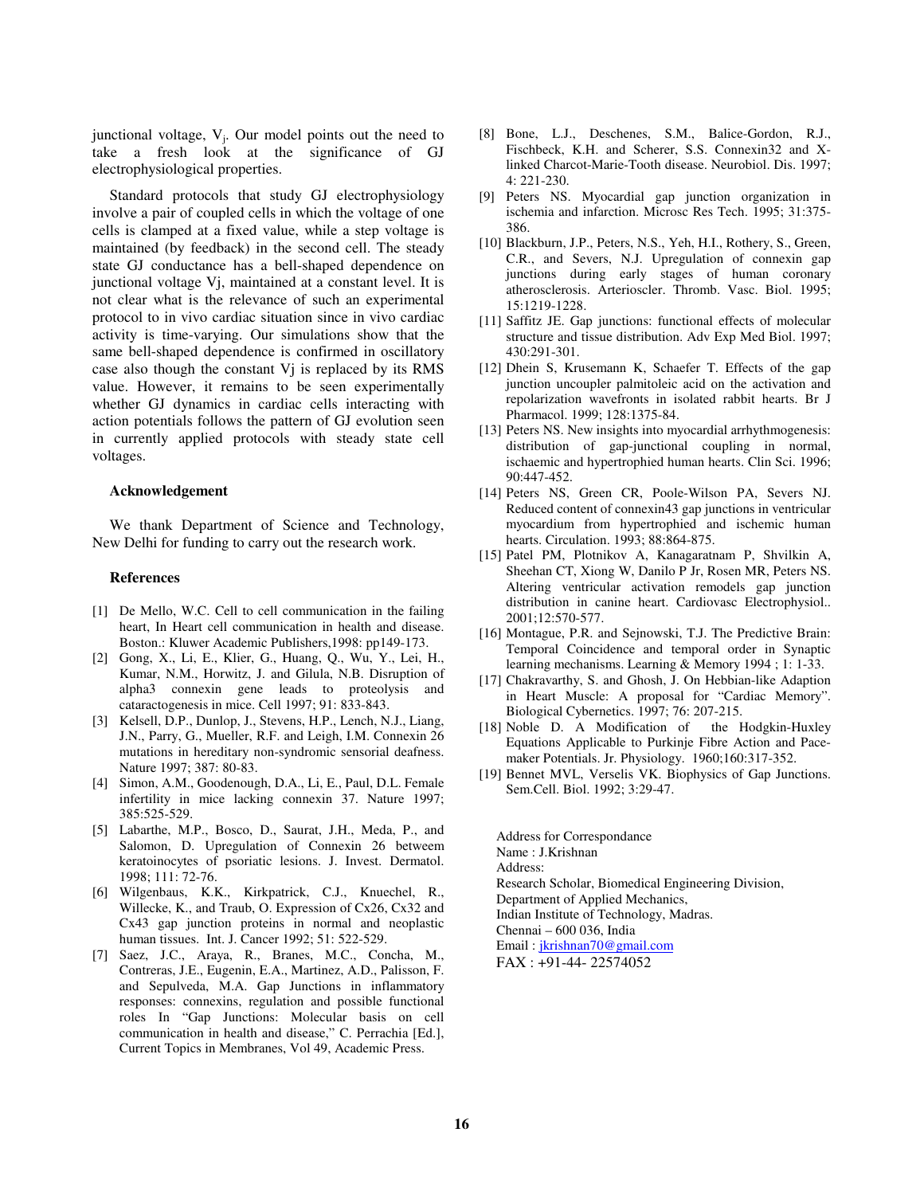junctional voltage, $V_j$. Our model points out the need to take a fresh look at the significance of GJ electrophysiological properties.

Standard protocols that study GJ electrophysiology involve a pair of coupled cells in which the voltage of one cells is clamped at a fixed value, while a step voltage is maintained (by feedback) in the second cell. The steady state GJ conductance has a bell-shaped dependence on junctional voltage Vj, maintained at a constant level. It is not clear what is the relevance of such an experimental protocol to in vivo cardiac situation since in vivo cardiac activity is time-varying. Our simulations show that the same bell-shaped dependence is confirmed in oscillatory case also though the constant Vj is replaced by its RMS value. However, it remains to be seen experimentally whether GJ dynamics in cardiac cells interacting with action potentials follows the pattern of GJ evolution seen in currently applied protocols with steady state cell voltages.

### Acknowledgement

We thank Department of Science and Technology, New Delhi for funding to carry out the research work.

### References

[1] De Mello, W.C. Cell to cell communication in the failing heart, In Heart cell communication in health and disease. Boston.: Kluwer Academic Publishers,1998: pp149-173.

[2] Gong, X., Li, E., Klier, G., Huang, Q., Wu, Y., Lei, H., Kumar, N.M., Horwitz, J. and Gilula, N.B. Disruption of alpha3 connexin gene leads to proteolysis and cataractogenesis in mice. Cell 1997; 91: 833-843.

[3] Kelsell, D.P., Dunlop, J., Stevens, H.P., Lench, N.J., Liang, J.N., Parry, G., Mueller, R.F. and Leigh, I.M. Connexin 26 mutations in hereditary non-syndromic sensorial deafness. Nature 1997; 387: 80-83.

[4] Simon, A.M., Goodenough, D.A., Li, E., Paul, D.L. Female infertility in mice lacking connexin 37. Nature 1997; 385:525-529.

[5] Labarthe, M.P., Bosco, D., Saurat, J.H., Meda, P., and Salomon, D. Upregulation of Connexin 26 betweem keratoinocytes of psoriatic lesions. J. Invest. Dermatol. 1998; 111: 72-76.

[6] Wilgenbaus, K.K., Kirkpatrick, C.J., Knuechel, R., Willecke, K., and Traub, O. Expression of Cx26, Cx32 and Cx43 gap junction proteins in normal and neoplastic human tissues. Int. J. Cancer 1992; 51: 522-529.

[7] Saez, J.C., Araya, R., Branes, M.C., Concha, M., Contreras, J.E., Eugenin, E.A., Martinez, A.D., Palisson, F. and Sepulveda, M.A. Gap Junctions in inflammatory responses: connexins, regulation and possible functional roles In "Gap Junctions: Molecular basis on cell communication in health and disease," C. Perrachia [Ed.], Current Topics in Membranes, Vol 49, Academic Press.

[8] Bone, L.J., Deschenes, S.M., Balice-Gordon, R.J., Fischbeck, K.H. and Scherer, S.S. Connexin32 and X-linked Charcot-Marie-Tooth disease. Neurobiol. Dis. 1997; 4: 221-230.

[9] Peters NS. Myocardial gap junction organization in ischemia and infarction. Microsc Res Tech. 1995; 31:375-386.

[10] Blackburn, J.P., Peters, N.S., Yeh, H.I., Rothery, S., Green, C.R., and Severs, N.J. Upregulation of connexin gap junctions during early stages of human coronary atherosclerosis. Arterioscler. Thromb. Vasc. Biol. 1995; 15:1219-1228.

[11] Saffitz JE. Gap junctions: functional effects of molecular structure and tissue distribution. Adv Exp Med Biol. 1997; 430:291-301.

[12] Dhein S, Krusemann K, Schaefer T. Effects of the gap junction uncoupler palmitoleic acid on the activation and repolarization wavefronts in isolated rabbit hearts. Br J Pharmacol. 1999; 128:1375-84.

[13] Peters NS. New insights into myocardial arrhythmogenesis: distribution of gap-junctional coupling in normal, ischaemic and hypertrophied human hearts. Clin Sci. 1996; 90:447-452.

[14] Peters NS, Green CR, Poole-Wilson PA, Severs NJ. Reduced content of connexin43 gap junctions in ventricular myocardium from hypertrophied and ischemic human hearts. Circulation. 1993; 88:864-875.

[15] Patel PM, Plotnikov A, Kanagaratnam P, Shvilkin A, Sheehan CT, Xiong W, Danilo P Jr, Rosen MR, Peters NS. Altering ventricular activation remodels gap junction distribution in canine heart. Cardiovasc Electrophysiol.. 2001;12:570-577.

[16] Montague, P.R. and Sejnowski, T.J. The Predictive Brain: Temporal Coincidence and temporal order in Synaptic learning mechanisms. Learning & Memory 1994 ; 1: 1-33.

[17] Chakravarthy, S. and Ghosh, J. On Hebbian-like Adaption in Heart Muscle: A proposal for "Cardiac Memory". Biological Cybernetics. 1997; 76: 207-215.

[18] Noble D. A Modification of the Hodgkin-Huxley Equations Applicable to Purkinje Fibre Action and Pace-maker Potentials. Jr. Physiology. 1960;160:317-352.

[19] Bennet MVL, Verselis VK. Biophysics of Gap Junctions. Sem.Cell. Biol. 1992; 3:29-47.

Address for Correspondance
Name : J.Krishnan
Address:
Research Scholar, Biomedical Engineering Division,
Department of Applied Mechanics,
Indian Institute of Technology, Madras.
Chennai – 600 036, India
Email : jkrishnan70@gmail.com
FAX : +91-44- 22574052